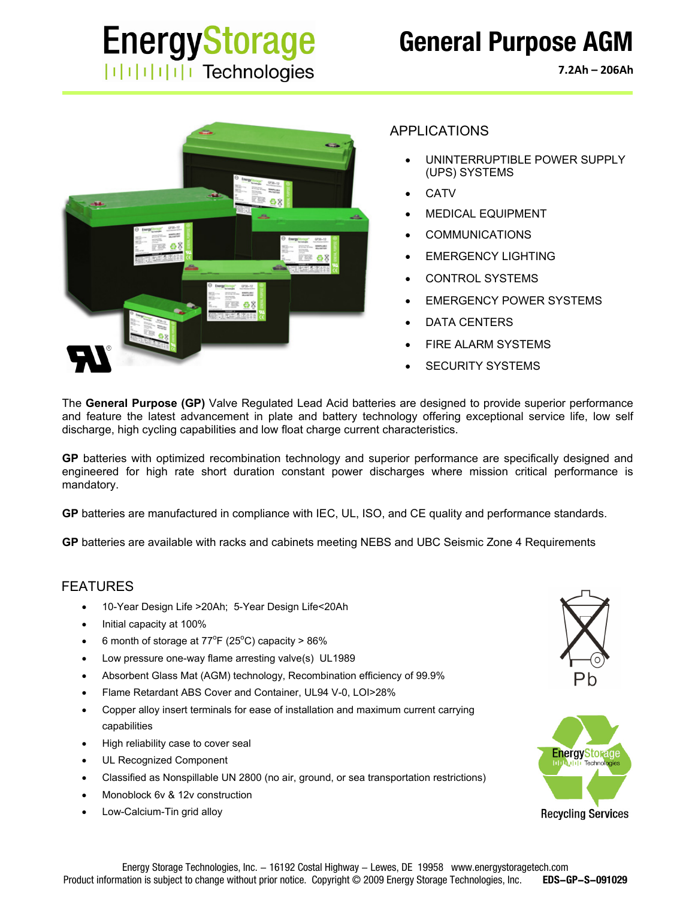# EnergyStorage Technologies

# General Purpose AGM

**7.2Ah – 206Ah**

## APPLICATIONS

- UNINTERRUPTIBLE POWER SUPPLY (UPS) SYSTEMS
- CATV
- MEDICAL EQUIPMENT
- COMMUNICATIONS
- EMERGENCY LIGHTING
- CONTROL SYSTEMS
- EMERGENCY POWER SYSTEMS
- DATA CENTERS
- FIRE ALARM SYSTEMS
- SECURITY SYSTEMS

The **General Purpose (GP)** Valve Regulated Lead Acid batteries are designed to provide superior performance and feature the latest advancement in plate and battery technology offering exceptional service life, low self discharge, high cycling capabilities and low float charge current characteristics.

**GP** batteries with optimized recombination technology and superior performance are specifically designed and engineered for high rate short duration constant power discharges where mission critical performance is mandatory.

**GP** batteries are manufactured in compliance with IEC, UL, ISO, and CE quality and performance standards.

**GP** batteries are available with racks and cabinets meeting NEBS and UBC Seismic Zone 4 Requirements

## FEATURES

- 10-Year Design Life >20Ah; 5-Year Design Life<20Ah
- Initial capacity at 100%
- 6 month of storage at 77°F (25°C) capacity > 86%
- Low pressure one-way flame arresting valve(s) UL1989
- Absorbent Glass Mat (AGM) technology, Recombination efficiency of 99.9%
- Flame Retardant ABS Cover and Container, UL94 V-0, LOI>28%
- Copper alloy insert terminals for ease of installation and maximum current carrying capabilities
- High reliability case to cover seal
- UL Recognized Component
- Classified as Nonspillable UN 2800 (no air, ground, or sea transportation restrictions)
- Monoblock 6v & 12v construction
- Low-Calcium-Tin grid alloy

Pb

EnergyStorage Technologies Recycling Services

Energy Storage Technologies, Inc. – 16192 Costal Highway – Lewes, DE 19958 www.energystoragetech.com
Product information is subject to change without prior notice. Copyright © 2009 Energy Storage Technologies, Inc. **EDS–GP–S–091029**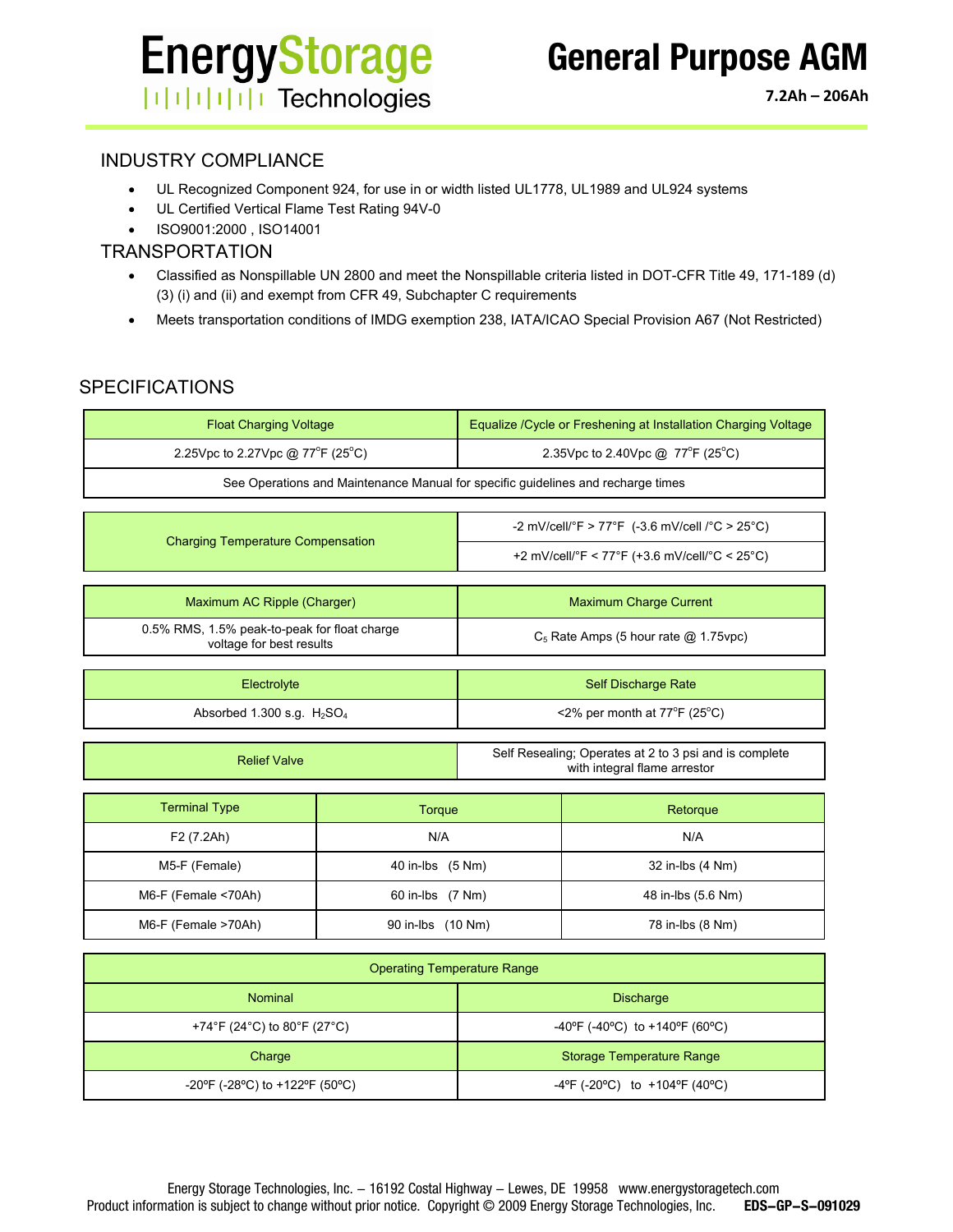# EnergyStorage Technologies

# General Purpose AGM

**7.2Ah – 206Ah**

## INDUSTRY COMPLIANCE

- UL Recognized Component 924, for use in or width listed UL1778, UL1989 and UL924 systems
- UL Certified Vertical Flame Test Rating 94V-0
- ISO9001:2000 , ISO14001

## TRANSPORTATION

- Classified as Nonspillable UN 2800 and meet the Nonspillable criteria listed in DOT-CFR Title 49, 171-189 (d) (3) (i) and (ii) and exempt from CFR 49, Subchapter C requirements
- Meets transportation conditions of IMDG exemption 238, IATA/ICAO Special Provision A67 (Not Restricted)

## SPECIFICATIONS

| Float Charging Voltage | Equalize /Cycle or Freshening at Installation Charging Voltage |
|---|---|
| 2.25Vpc to 2.27Vpc @ 77°F (25°C) | 2.35Vpc to 2.40Vpc @ 77°F (25°C) |
| See Operations and Maintenance Manual for specific guidelines and recharge times | |

| Charging Temperature Compensation | |
|---|---|
| | -2 mV/cell/°F > 77°F (-3.6 mV/cell /°C > 25°C) |
| | +2 mV/cell/°F < 77°F (+3.6 mV/cell/°C < 25°C) |

| Maximum AC Ripple (Charger) | Maximum Charge Current |
|---|---|
| 0.5% RMS, 1.5% peak-to-peak for float charge voltage for best results | $C_5$ Rate Amps (5 hour rate @ 1.75vpc) |

| Electrolyte | Self Discharge Rate |
|---|---|
| Absorbed 1.300 s.g. $H_2SO_4$ | <2% per month at 77°F (25°C) |

| Relief Valve | Self Resealing; Operates at 2 to 3 psi and is complete with integral flame arrestor |
|---|---|

| Terminal Type | Torque | Retorque |
|---|---|---|
| F2 (7.2Ah) | N/A | N/A |
| M5-F (Female) | 40 in-lbs (5 Nm) | 32 in-lbs (4 Nm) |
| M6-F (Female <70Ah) | 60 in-lbs (7 Nm) | 48 in-lbs (5.6 Nm) |
| M6-F (Female >70Ah) | 90 in-lbs (10 Nm) | 78 in-lbs (8 Nm) |

| Operating Temperature Range | |
|---|---|
| Nominal | Discharge |
| +74°F (24°C) to 80°F (27°C) | -40ºF (-40ºC) to +140ºF (60ºC) |
| Charge | Storage Temperature Range |
| -20ºF (-28ºC) to +122ºF (50ºC) | -4ºF (-20ºC) to +104ºF (40ºC) |

Energy Storage Technologies, Inc. – 16192 Costal Highway – Lewes, DE 19958 www.energystoragetech.com
Product information is subject to change without prior notice. Copyright © 2009 Energy Storage Technologies, Inc. **EDS–GP–S–091029**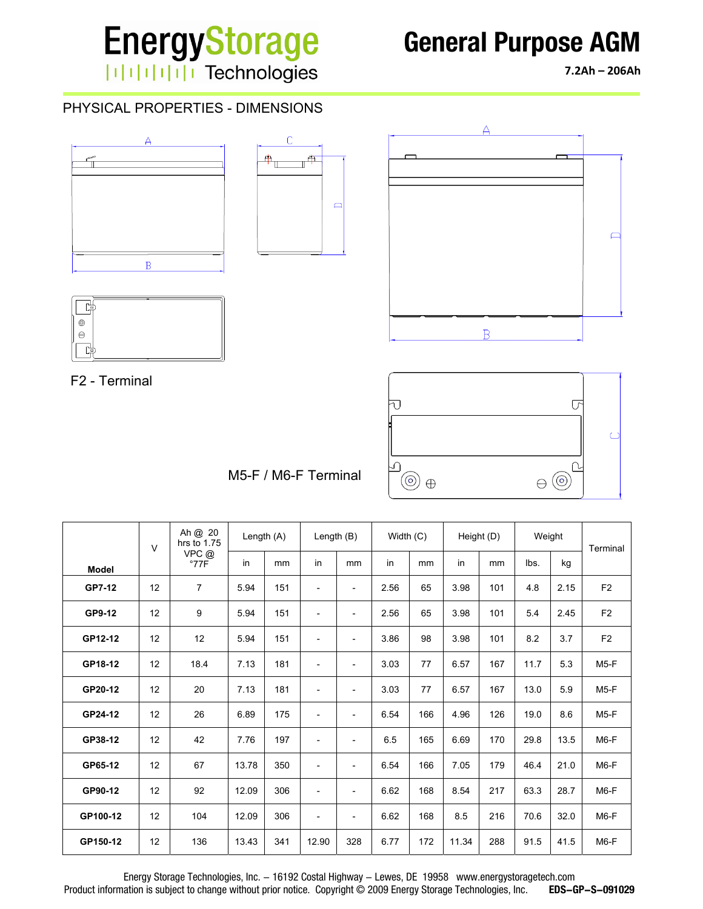# EnergyStorage Technologies

# General Purpose AGM

**7.2Ah – 206Ah**

## PHYSICAL PROPERTIES - DIMENSIONS

F2 - Terminal

M5-F / M6-F Terminal

| Model | V | Ah @ 20 hrs to 1.75 VPC @ °77F | Length (A) | | Length (B) | | Width (C) | | Height (D) | | Weight | | Terminal |
|---|---|---|---|---|---|---|---|---|---|---|---|---|---|
| | | | in | mm | in | mm | in | mm | in | mm | lbs. | kg | |
| GP7-12 | 12 | 7 | 5.94 | 151 | - | - | 2.56 | 65 | 3.98 | 101 | 4.8 | 2.15 | F2 |
| GP9-12 | 12 | 9 | 5.94 | 151 | - | - | 2.56 | 65 | 3.98 | 101 | 5.4 | 2.45 | F2 |
| GP12-12 | 12 | 12 | 5.94 | 151 | - | - | 3.86 | 98 | 3.98 | 101 | 8.2 | 3.7 | F2 |
| GP18-12 | 12 | 18.4 | 7.13 | 181 | - | - | 3.03 | 77 | 6.57 | 167 | 11.7 | 5.3 | M5-F |
| GP20-12 | 12 | 20 | 7.13 | 181 | - | - | 3.03 | 77 | 6.57 | 167 | 13.0 | 5.9 | M5-F |
| GP24-12 | 12 | 26 | 6.89 | 175 | - | - | 6.54 | 166 | 4.96 | 126 | 19.0 | 8.6 | M5-F |
| GP38-12 | 12 | 42 | 7.76 | 197 | - | - | 6.5 | 165 | 6.69 | 170 | 29.8 | 13.5 | M6-F |
| GP65-12 | 12 | 67 | 13.78 | 350 | - | - | 6.54 | 166 | 7.05 | 179 | 46.4 | 21.0 | M6-F |
| GP90-12 | 12 | 92 | 12.09 | 306 | - | - | 6.62 | 168 | 8.54 | 217 | 63.3 | 28.7 | M6-F |
| GP100-12 | 12 | 104 | 12.09 | 306 | - | - | 6.62 | 168 | 8.5 | 216 | 70.6 | 32.0 | M6-F |
| GP150-12 | 12 | 136 | 13.43 | 341 | 12.90 | 328 | 6.77 | 172 | 11.34 | 288 | 91.5 | 41.5 | M6-F |

Energy Storage Technologies, Inc. – 16192 Costal Highway – Lewes, DE 19958 www.energystoragetech.com
Product information is subject to change without prior notice. Copyright © 2009 Energy Storage Technologies, Inc. **EDS–GP–S–091029**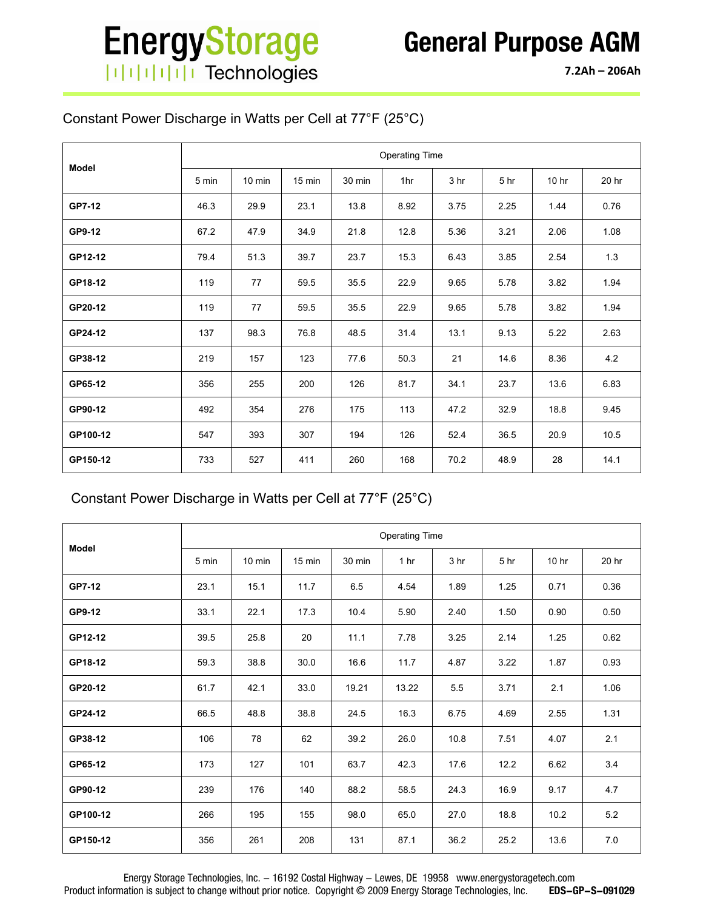# General Purpose AGM

**7.2Ah – 206Ah**

Constant Power Discharge in Watts per Cell at 77°F (25°C)

| Model | Operating Time | | | | | | | | |
|---|---|---|---|---|---|---|---|---|---|
| | 5 min | 10 min | 15 min | 30 min | 1hr | 3 hr | 5 hr | 10 hr | 20 hr |
| **GP7-12** | 46.3 | 29.9 | 23.1 | 13.8 | 8.92 | 3.75 | 2.25 | 1.44 | 0.76 |
| **GP9-12** | 67.2 | 47.9 | 34.9 | 21.8 | 12.8 | 5.36 | 3.21 | 2.06 | 1.08 |
| **GP12-12** | 79.4 | 51.3 | 39.7 | 23.7 | 15.3 | 6.43 | 3.85 | 2.54 | 1.3 |
| **GP18-12** | 119 | 77 | 59.5 | 35.5 | 22.9 | 9.65 | 5.78 | 3.82 | 1.94 |
| **GP20-12** | 119 | 77 | 59.5 | 35.5 | 22.9 | 9.65 | 5.78 | 3.82 | 1.94 |
| **GP24-12** | 137 | 98.3 | 76.8 | 48.5 | 31.4 | 13.1 | 9.13 | 5.22 | 2.63 |
| **GP38-12** | 219 | 157 | 123 | 77.6 | 50.3 | 21 | 14.6 | 8.36 | 4.2 |
| **GP65-12** | 356 | 255 | 200 | 126 | 81.7 | 34.1 | 23.7 | 13.6 | 6.83 |
| **GP90-12** | 492 | 354 | 276 | 175 | 113 | 47.2 | 32.9 | 18.8 | 9.45 |
| **GP100-12** | 547 | 393 | 307 | 194 | 126 | 52.4 | 36.5 | 20.9 | 10.5 |
| **GP150-12** | 733 | 527 | 411 | 260 | 168 | 70.2 | 48.9 | 28 | 14.1 |

Constant Power Discharge in Watts per Cell at 77°F (25°C)

| Model | Operating Time | | | | | | | | |
|---|---|---|---|---|---|---|---|---|---|
| | 5 min | 10 min | 15 min | 30 min | 1 hr | 3 hr | 5 hr | 10 hr | 20 hr |
| **GP7-12** | 23.1 | 15.1 | 11.7 | 6.5 | 4.54 | 1.89 | 1.25 | 0.71 | 0.36 |
| **GP9-12** | 33.1 | 22.1 | 17.3 | 10.4 | 5.90 | 2.40 | 1.50 | 0.90 | 0.50 |
| **GP12-12** | 39.5 | 25.8 | 20 | 11.1 | 7.78 | 3.25 | 2.14 | 1.25 | 0.62 |
| **GP18-12** | 59.3 | 38.8 | 30.0 | 16.6 | 11.7 | 4.87 | 3.22 | 1.87 | 0.93 |
| **GP20-12** | 61.7 | 42.1 | 33.0 | 19.21 | 13.22 | 5.5 | 3.71 | 2.1 | 1.06 |
| **GP24-12** | 66.5 | 48.8 | 38.8 | 24.5 | 16.3 | 6.75 | 4.69 | 2.55 | 1.31 |
| **GP38-12** | 106 | 78 | 62 | 39.2 | 26.0 | 10.8 | 7.51 | 4.07 | 2.1 |
| **GP65-12** | 173 | 127 | 101 | 63.7 | 42.3 | 17.6 | 12.2 | 6.62 | 3.4 |
| **GP90-12** | 239 | 176 | 140 | 88.2 | 58.5 | 24.3 | 16.9 | 9.17 | 4.7 |
| **GP100-12** | 266 | 195 | 155 | 98.0 | 65.0 | 27.0 | 18.8 | 10.2 | 5.2 |
| **GP150-12** | 356 | 261 | 208 | 131 | 87.1 | 36.2 | 25.2 | 13.6 | 7.0 |

Energy Storage Technologies, Inc. – 16192 Costal Highway – Lewes, DE 19958 www.energystoragetech.com
Product information is subject to change without prior notice. Copyright © 2009 Energy Storage Technologies, Inc. **EDS–GP–S–091029**